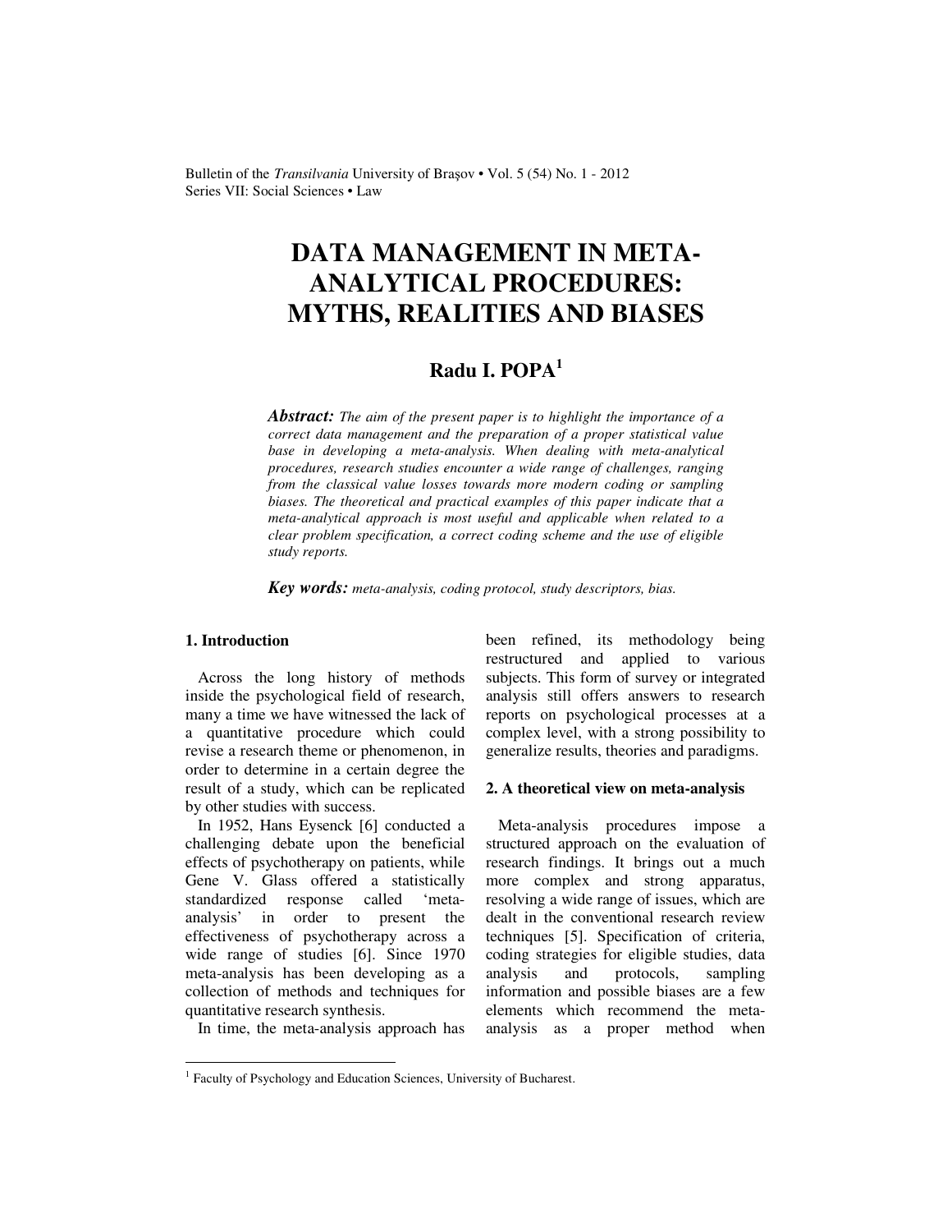# DATA MANAGEMENT IN META-ANALYTICAL PROCEDURES: MYTHS, REALITIES AND BIASES

## Radu I. POPA[1]

***Abstract:*** *The aim of the present paper is to highlight the importance of a correct data management and the preparation of a proper statistical value base in developing a meta-analysis. When dealing with meta-analytical procedures, research studies encounter a wide range of challenges, ranging from the classical value losses towards more modern coding or sampling biases. The theoretical and practical examples of this paper indicate that a meta-analytical approach is most useful and applicable when related to a clear problem specification, a correct coding scheme and the use of eligible study reports.*

***Key words:*** *meta-analysis, coding protocol, study descriptors, bias.*

### 1. Introduction

Across the long history of methods inside the psychological field of research, many a time we have witnessed the lack of a quantitative procedure which could revise a research theme or phenomenon, in order to determine in a certain degree the result of a study, which can be replicated by other studies with success.

In 1952, Hans Eysenck [6] conducted a challenging debate upon the beneficial effects of psychotherapy on patients, while Gene V. Glass offered a statistically standardized response called 'meta-analysis' in order to present the effectiveness of psychotherapy across a wide range of studies [6]. Since 1970 meta-analysis has been developing as a collection of methods and techniques for quantitative research synthesis.

In time, the meta-analysis approach has been refined, its methodology being restructured and applied to various subjects. This form of survey or integrated analysis still offers answers to research reports on psychological processes at a complex level, with a strong possibility to generalize results, theories and paradigms.

### 2. A theoretical view on meta-analysis

Meta-analysis procedures impose a structured approach on the evaluation of research findings. It brings out a much more complex and strong apparatus, resolving a wide range of issues, which are dealt in the conventional research review techniques [5]. Specification of criteria, coding strategies for eligible studies, data analysis and protocols, sampling information and possible biases are a few elements which recommend the meta-analysis as a proper method when

---

[1] Faculty of Psychology and Education Sciences, University of Bucharest.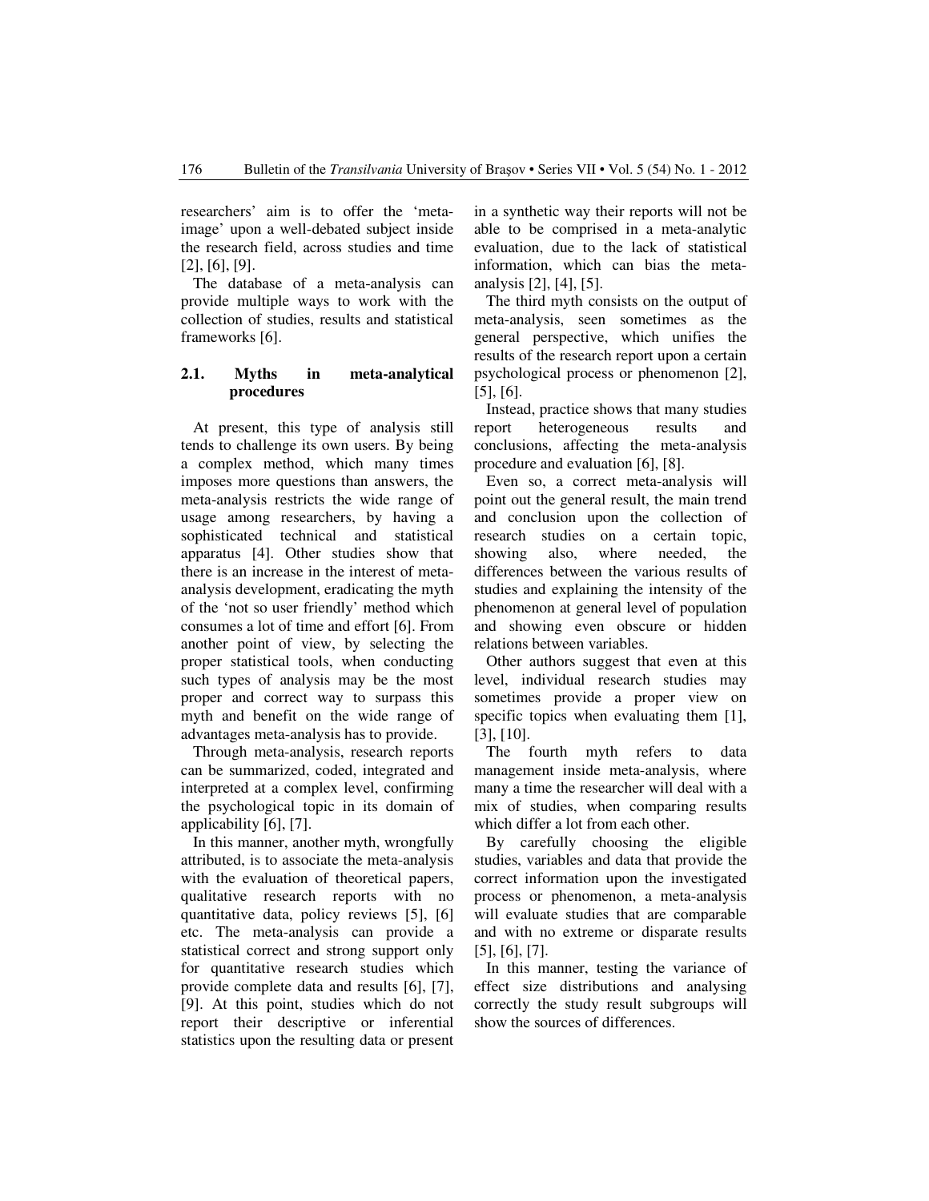researchers' aim is to offer the 'meta-image' upon a well-debated subject inside the research field, across studies and time [2], [6], [9].

The database of a meta-analysis can provide multiple ways to work with the collection of studies, results and statistical frameworks [6].

### 2.1. Myths in meta-analytical procedures

At present, this type of analysis still tends to challenge its own users. By being a complex method, which many times imposes more questions than answers, the meta-analysis restricts the wide range of usage among researchers, by having a sophisticated technical and statistical apparatus [4]. Other studies show that there is an increase in the interest of meta-analysis development, eradicating the myth of the 'not so user friendly' method which consumes a lot of time and effort [6]. From another point of view, by selecting the proper statistical tools, when conducting such types of analysis may be the most proper and correct way to surpass this myth and benefit on the wide range of advantages meta-analysis has to provide.

Through meta-analysis, research reports can be summarized, coded, integrated and interpreted at a complex level, confirming the psychological topic in its domain of applicability [6], [7].

In this manner, another myth, wrongfully attributed, is to associate the meta-analysis with the evaluation of theoretical papers, qualitative research reports with no quantitative data, policy reviews [5], [6] etc. The meta-analysis can provide a statistical correct and strong support only for quantitative research studies which provide complete data and results [6], [7], [9]. At this point, studies which do not report their descriptive or inferential statistics upon the resulting data or present in a synthetic way their reports will not be able to be comprised in a meta-analytic evaluation, due to the lack of statistical information, which can bias the meta-analysis [2], [4], [5].

The third myth consists on the output of meta-analysis, seen sometimes as the general perspective, which unifies the results of the research report upon a certain psychological process or phenomenon [2], [5], [6].

Instead, practice shows that many studies report heterogeneous results and conclusions, affecting the meta-analysis procedure and evaluation [6], [8].

Even so, a correct meta-analysis will point out the general result, the main trend and conclusion upon the collection of research studies on a certain topic, showing also, where needed, the differences between the various results of studies and explaining the intensity of the phenomenon at general level of population and showing even obscure or hidden relations between variables.

Other authors suggest that even at this level, individual research studies may sometimes provide a proper view on specific topics when evaluating them [1], [3], [10].

The fourth myth refers to data management inside meta-analysis, where many a time the researcher will deal with a mix of studies, when comparing results which differ a lot from each other.

By carefully choosing the eligible studies, variables and data that provide the correct information upon the investigated process or phenomenon, a meta-analysis will evaluate studies that are comparable and with no extreme or disparate results [5], [6], [7].

In this manner, testing the variance of effect size distributions and analysing correctly the study result subgroups will show the sources of differences.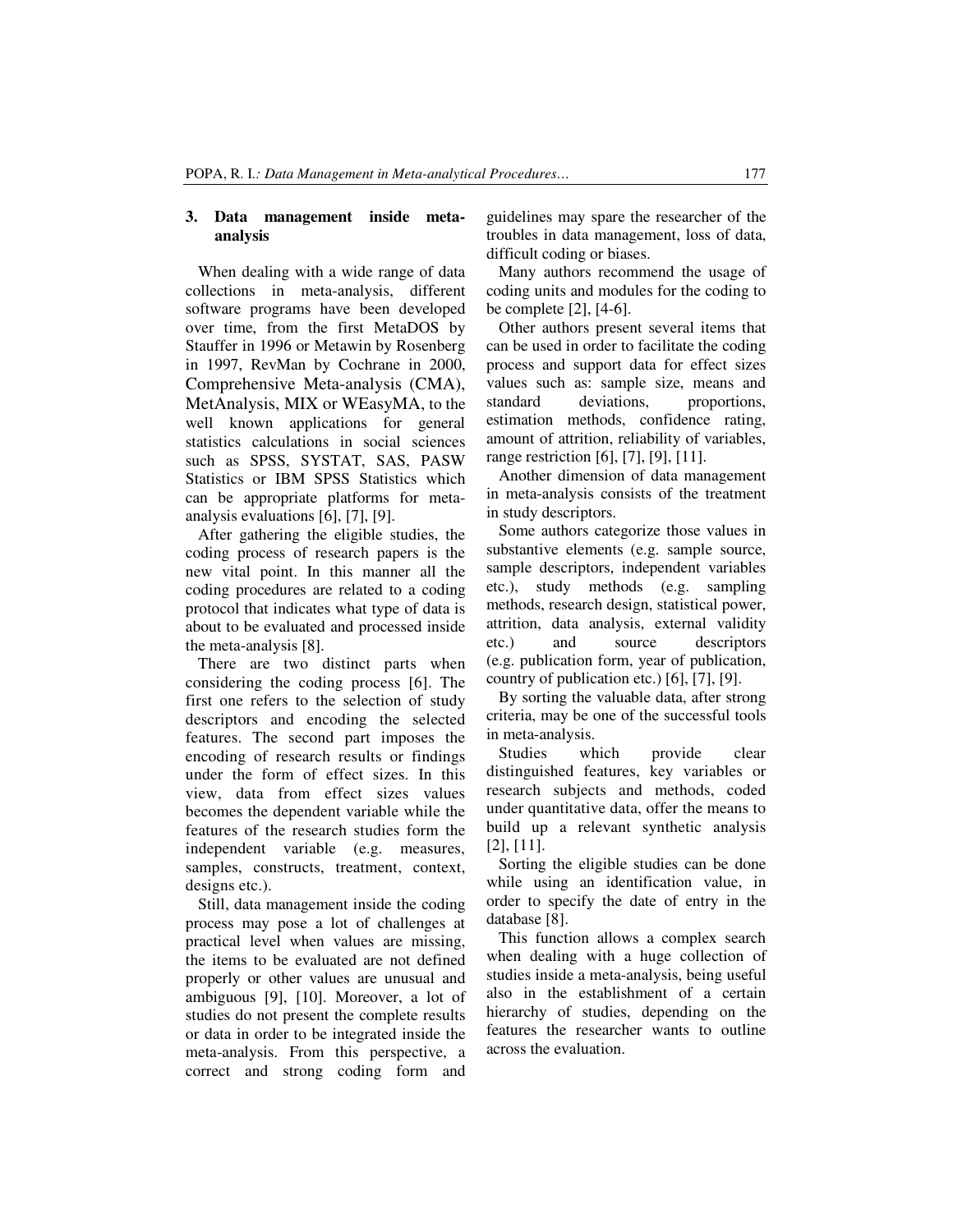## 3. Data management inside meta-analysis

When dealing with a wide range of data collections in meta-analysis, different software programs have been developed over time, from the first MetaDOS by Stauffer in 1996 or Metawin by Rosenberg in 1997, RevMan by Cochrane in 2000, Comprehensive Meta-analysis (CMA), MetAnalysis, MIX or WEasyMA, to the well known applications for general statistics calculations in social sciences such as SPSS, SYSTAT, SAS, PASW Statistics or IBM SPSS Statistics which can be appropriate platforms for meta-analysis evaluations [6], [7], [9].

After gathering the eligible studies, the coding process of research papers is the new vital point. In this manner all the coding procedures are related to a coding protocol that indicates what type of data is about to be evaluated and processed inside the meta-analysis [8].

There are two distinct parts when considering the coding process [6]. The first one refers to the selection of study descriptors and encoding the selected features. The second part imposes the encoding of research results or findings under the form of effect sizes. In this view, data from effect sizes values becomes the dependent variable while the features of the research studies form the independent variable (e.g. measures, samples, constructs, treatment, context, designs etc.).

Still, data management inside the coding process may pose a lot of challenges at practical level when values are missing, the items to be evaluated are not defined properly or other values are unusual and ambiguous [9], [10]. Moreover, a lot of studies do not present the complete results or data in order to be integrated inside the meta-analysis. From this perspective, a correct and strong coding form and guidelines may spare the researcher of the troubles in data management, loss of data, difficult coding or biases.

Many authors recommend the usage of coding units and modules for the coding to be complete [2], [4-6].

Other authors present several items that can be used in order to facilitate the coding process and support data for effect sizes values such as: sample size, means and standard deviations, proportions, estimation methods, confidence rating, amount of attrition, reliability of variables, range restriction [6], [7], [9], [11].

Another dimension of data management in meta-analysis consists of the treatment in study descriptors.

Some authors categorize those values in substantive elements (e.g. sample source, sample descriptors, independent variables etc.), study methods (e.g. sampling methods, research design, statistical power, attrition, data analysis, external validity etc.) and source descriptors (e.g. publication form, year of publication, country of publication etc.) [6], [7], [9].

By sorting the valuable data, after strong criteria, may be one of the successful tools in meta-analysis.

Studies which provide clear distinguished features, key variables or research subjects and methods, coded under quantitative data, offer the means to build up a relevant synthetic analysis [2], [11].

Sorting the eligible studies can be done while using an identification value, in order to specify the date of entry in the database [8].

This function allows a complex search when dealing with a huge collection of studies inside a meta-analysis, being useful also in the establishment of a certain hierarchy of studies, depending on the features the researcher wants to outline across the evaluation.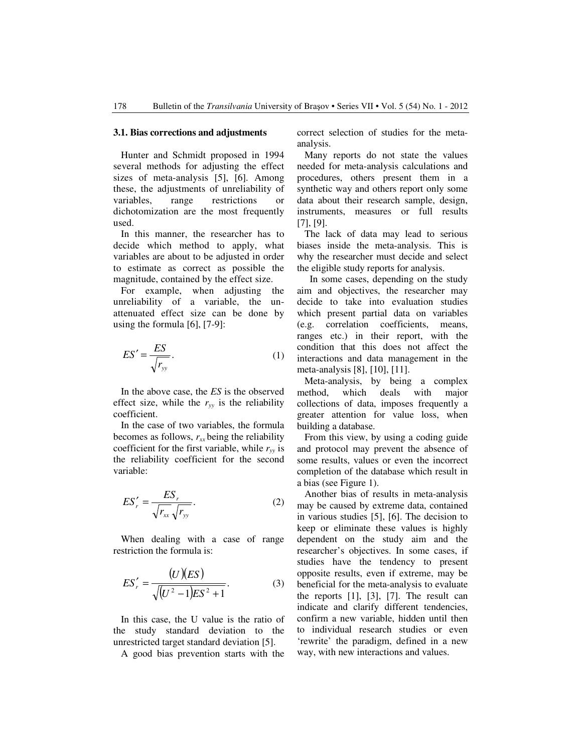### 3.1. Bias corrections and adjustments

Hunter and Schmidt proposed in 1994 several methods for adjusting the effect sizes of meta-analysis [5], [6]. Among these, the adjustments of unreliability of variables, range restrictions or dichotomization are the most frequently used.

In this manner, the researcher has to decide which method to apply, what variables are about to be adjusted in order to estimate as correct as possible the magnitude, contained by the effect size.

For example, when adjusting the unreliability of a variable, the un-attenuated effect size can be done by using the formula [6], [7-9]:

$$ES' = \frac{ES}{\sqrt{r_{yy}}}. \quad (1)$$

In the above case, the *ES* is the observed effect size, while the $r_{yy}$ is the reliability coefficient.

In the case of two variables, the formula becomes as follows, $r_{xx}$ being the reliability coefficient for the first variable, while $r_{yy}$ is the reliability coefficient for the second variable:

$$ES'_r = \frac{ES_r}{\sqrt{r_{xx}}\sqrt{r_{yy}}}. \quad (2)$$

When dealing with a case of range restriction the formula is:

$$ES'_r = \frac{(U)(ES)}{\sqrt{(U^2 - 1)ES^2 + 1}}. \quad (3)$$

In this case, the U value is the ratio of the study standard deviation to the unrestricted target standard deviation [5].

A good bias prevention starts with the correct selection of studies for the meta-analysis.

Many reports do not state the values needed for meta-analysis calculations and procedures, others present them in a synthetic way and others report only some data about their research sample, design, instruments, measures or full results [7], [9].

The lack of data may lead to serious biases inside the meta-analysis. This is why the researcher must decide and select the eligible study reports for analysis.

In some cases, depending on the study aim and objectives, the researcher may decide to take into evaluation studies which present partial data on variables (e.g. correlation coefficients, means, ranges etc.) in their report, with the condition that this does not affect the interactions and data management in the meta-analysis [8], [10], [11].

Meta-analysis, by being a complex method, which deals with major collections of data, imposes frequently a greater attention for value loss, when building a database.

From this view, by using a coding guide and protocol may prevent the absence of some results, values or even the incorrect completion of the database which result in a bias (see Figure 1).

Another bias of results in meta-analysis may be caused by extreme data, contained in various studies [5], [6]. The decision to keep or eliminate these values is highly dependent on the study aim and the researcher's objectives. In some cases, if studies have the tendency to present opposite results, even if extreme, may be beneficial for the meta-analysis to evaluate the reports [1], [3], [7]. The result can indicate and clarify different tendencies, confirm a new variable, hidden until then to individual research studies or even 'rewrite' the paradigm, defined in a new way, with new interactions and values.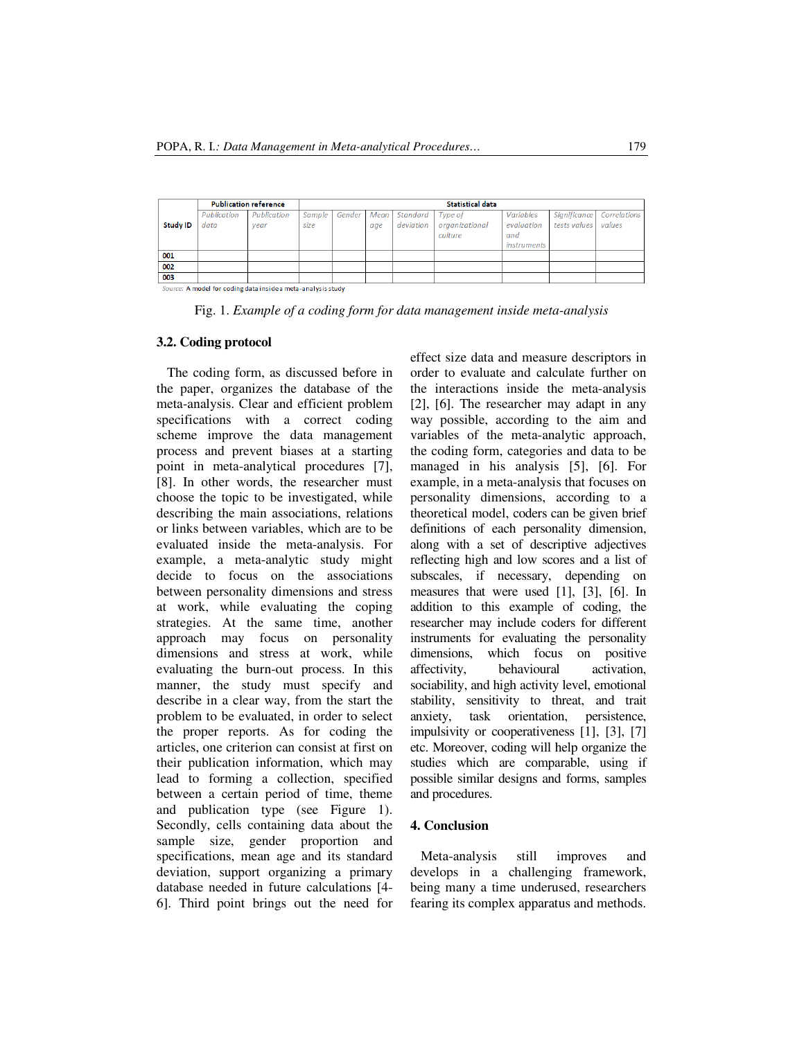| Study ID | Publication reference | | Statistical data | | | | | | | |
|---|---|---|---|---|---|---|---|---|---|---|
| | Publication data | Publication year | Sample size | Gender | Mean age | Standard deviation | Type of organizational culture | Variables evaluation and instruments | Significance tests values | Correlations values |
| 001 | | | | | | | | | | |
| 002 | | | | | | | | | | |
| 003 | | | | | | | | | | |

Source: A model for coding data inside a meta-analysis study

Fig. 1. *Example of a coding form for data management inside meta-analysis*

### 3.2. Coding protocol

The coding form, as discussed before in the paper, organizes the database of the meta-analysis. Clear and efficient problem specifications with a correct coding scheme improve the data management process and prevent biases at a starting point in meta-analytical procedures [7], [8]. In other words, the researcher must choose the topic to be investigated, while describing the main associations, relations or links between variables, which are to be evaluated inside the meta-analysis. For example, a meta-analytic study might decide to focus on the associations between personality dimensions and stress at work, while evaluating the coping strategies. At the same time, another approach may focus on personality dimensions and stress at work, while evaluating the burn-out process. In this manner, the study must specify and describe in a clear way, from the start the problem to be evaluated, in order to select the proper reports. As for coding the articles, one criterion can consist at first on their publication information, which may lead to forming a collection, specified between a certain period of time, theme and publication type (see Figure 1). Secondly, cells containing data about the sample size, gender proportion and specifications, mean age and its standard deviation, support organizing a primary database needed in future calculations [4-6]. Third point brings out the need for effect size data and measure descriptors in order to evaluate and calculate further on the interactions inside the meta-analysis [2], [6]. The researcher may adapt in any way possible, according to the aim and variables of the meta-analytic approach, the coding form, categories and data to be managed in his analysis [5], [6]. For example, in a meta-analysis that focuses on personality dimensions, according to a theoretical model, coders can be given brief definitions of each personality dimension, along with a set of descriptive adjectives reflecting high and low scores and a list of subscales, if necessary, depending on measures that were used [1], [3], [6]. In addition to this example of coding, the researcher may include coders for different instruments for evaluating the personality dimensions, which focus on positive affectivity, behavioural activation, sociability, and high activity level, emotional stability, sensitivity to threat, and trait anxiety, task orientation, persistence, impulsivity or cooperativeness [1], [3], [7] etc. Moreover, coding will help organize the studies which are comparable, using if possible similar designs and forms, samples and procedures.

## 4. Conclusion

Meta-analysis still improves and develops in a challenging framework, being many a time underused, researchers fearing its complex apparatus and methods.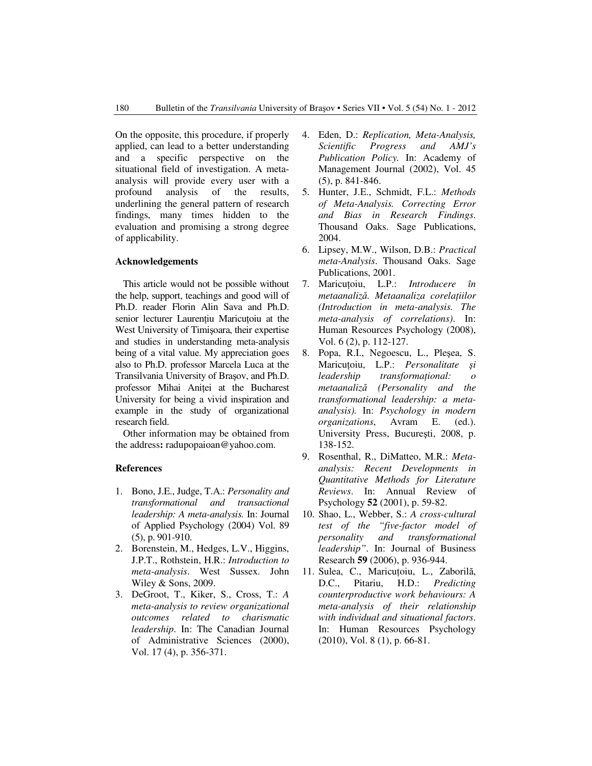On the opposite, this procedure, if properly applied, can lead to a better understanding and a specific perspective on the situational field of investigation. A meta-analysis will provide every user with a profound analysis of the results, underlining the general pattern of research findings, many times hidden to the evaluation and promising a strong degree of applicability.

### Acknowledgements

This article would not be possible without the help, support, teachings and good will of Ph.D. reader Florin Alin Sava and Ph.D. senior lecturer Laurențiu Maricuțoiu at the West University of Timişoara, their expertise and studies in understanding meta-analysis being of a vital value. My appreciation goes also to Ph.D. professor Marcela Luca at the Transilvania University of Braşov, and Ph.D. professor Mihai Aniței at the Bucharest University for being a vivid inspiration and example in the study of organizational research field.

Other information may be obtained from the address**:** radupopaioan@yahoo.com.

### References

1. Bono, J.E., Judge, T.A.: *Personality and transformational and transactional leadership: A meta-analysis.* In: Journal of Applied Psychology (2004) Vol. 89 (5), p. 901-910.
2. Borenstein, M., Hedges, L.V., Higgins, J.P.T., Rothstein, H.R.: *Introduction to meta-analysis*. West Sussex. John Wiley & Sons, 2009.
3. DeGroot, T., Kiker, S., Cross, T.: *A meta-analysis to review organizational outcomes related to charismatic leadership*. In: The Canadian Journal of Administrative Sciences (2000), Vol. 17 (4), p. 356-371.
4. Eden, D.: *Replication, Meta-Analysis, Scientific Progress and AMJ's Publication Policy.* In: Academy of Management Journal (2002), Vol. 45 (5), p. 841-846.
5. Hunter, J.E., Schmidt, F.L.: *Methods of Meta-Analysis. Correcting Error and Bias in Research Findings*. Thousand Oaks. Sage Publications, 2004.
6. Lipsey, M.W., Wilson, D.B.: *Practical meta-Analysis*. Thousand Oaks. Sage Publications, 2001.
7. Maricuțoiu, L.P.: *Introducere în metaanaliză. Metaanaliza corelațiilor (Introduction in meta-analysis. The meta-analysis of correlations).* In: Human Resources Psychology (2008), Vol. 6 (2), p. 112-127.
8. Popa, R.I., Negoescu, L., Pleşea, S. Maricuțoiu, L.P.: *Personalitate şi leadership transformațional: o metaanaliză (Personality and the transformational leadership: a meta-analysis).* In: *Psychology in modern organizations*, Avram E. (ed.). University Press, Bucureşti, 2008, p. 138-152.
9. Rosenthal, R., DiMatteo, M.R.: *Meta-analysis: Recent Developments in Quantitative Methods for Literature Reviews*. In: Annual Review of Psychology **52** (2001), p. 59-82.
10. Shao, L., Webber, S.: *A cross-cultural test of the "five-factor model of personality and transformational leadership"*. In: Journal of Business Research **59** (2006), p. 936-944.
11. Sulea, C., Maricuțoiu, L., Zaborilă, D.C., Pitariu, H.D.: *Predicting counterproductive work behaviours: A meta-analysis of their relationship with individual and situational factors*. In: Human Resources Psychology (2010), Vol. 8 (1), p. 66-81.